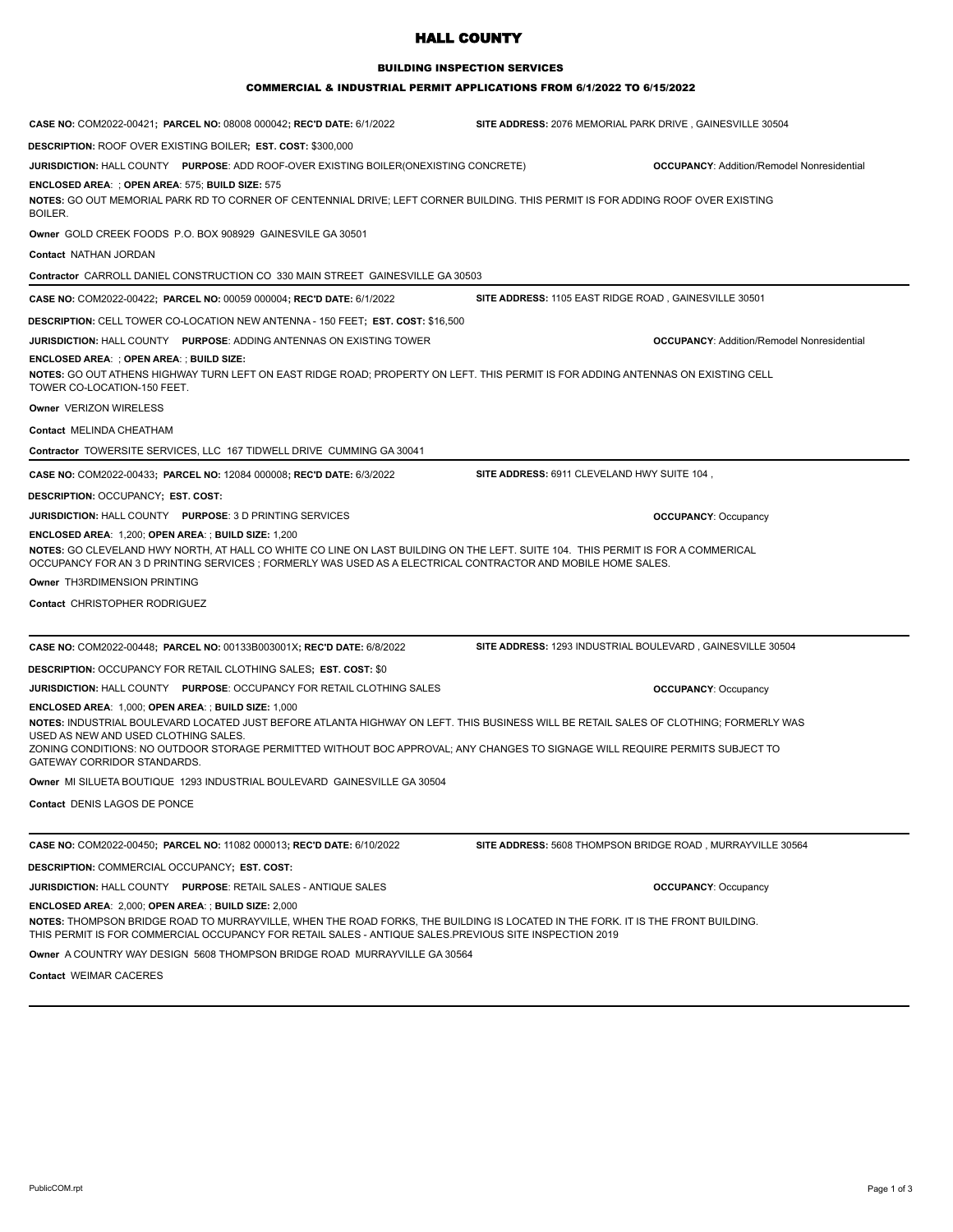# HALL COUNTY

## BUILDING INSPECTION SERVICES

### COMMERCIAL & INDUSTRIAL PERMIT APPLICATIONS FROM 6/1/2022 TO 6/15/2022

**CASE NO:** COM2022-00421; **PARCEL NO:** 08008 000042; **REC'D DATE:** 6/1/2022 **SITE ADDRESS:** 2076 MEMORIAL PARK DRIVE , GAINESVILLE 30504

**DESCRIPTION:** ROOF OVER EXISTING BOILER; **EST. COST:** $300,000

**JURISDICTION:** HALL COUNTY **PURPOSE**: ADD ROOF-OVER EXISTING BOILER(ONEXISTING CONCRETE) **OCCUPANCY**: Addition/Remodel Nonresidential

**ENCLOSED AREA**: ; **OPEN AREA**: 575; **BUILD SIZE:** 575

**NOTES:** GO OUT MEMORIAL PARK RD TO CORNER OF CENTENNIAL DRIVE; LEFT CORNER BUILDING. THIS PERMIT IS FOR ADDING ROOF OVER EXISTING BOILER.

**Owner** GOLD CREEK FOODS P.O. BOX 908929 GAINESVILE GA 30501

**Contact** NATHAN JORDAN

**Contractor** CARROLL DANIEL CONSTRUCTION CO 330 MAIN STREET GAINESVILLE GA 30503

---

**CASE NO:** COM2022-00422; **PARCEL NO:** 00059 000004; **REC'D DATE:** 6/1/2022 **SITE ADDRESS:** 1105 EAST RIDGE ROAD , GAINESVILLE 30501

**DESCRIPTION:** CELL TOWER CO-LOCATION NEW ANTENNA - 150 FEET; **EST. COST:** $16,500

**JURISDICTION:** HALL COUNTY **PURPOSE**: ADDING ANTENNAS ON EXISTING TOWER **OCCUPANCY**: Addition/Remodel Nonresidential

**ENCLOSED AREA**: ; **OPEN AREA**: ; **BUILD SIZE:**

**NOTES:** GO OUT ATHENS HIGHWAY TURN LEFT ON EAST RIDGE ROAD; PROPERTY ON LEFT. THIS PERMIT IS FOR ADDING ANTENNAS ON EXISTING CELL TOWER CO-LOCATION-150 FEET.

**Owner** VERIZON WIRELESS

**Contact** MELINDA CHEATHAM

**Contractor** TOWERSITE SERVICES, LLC 167 TIDWELL DRIVE CUMMING GA 30041

---

**CASE NO:** COM2022-00433; **PARCEL NO:** 12084 000008; **REC'D DATE:** 6/3/2022 **SITE ADDRESS:** 6911 CLEVELAND HWY SUITE 104 ,

**DESCRIPTION:** OCCUPANCY; **EST. COST:**

**JURISDICTION:** HALL COUNTY **PURPOSE**: 3 D PRINTING SERVICES **OCCUPANCY**: Occupancy

**ENCLOSED AREA**: 1,200; **OPEN AREA**: ; **BUILD SIZE:** 1,200

**NOTES:** GO CLEVELAND HWY NORTH, AT HALL CO WHITE CO LINE ON LAST BUILDING ON THE LEFT. SUITE 104. THIS PERMIT IS FOR A COMMERICAL OCCUPANCY FOR AN 3 D PRINTING SERVICES ; FORMERLY WAS USED AS A ELECTRICAL CONTRACTOR AND MOBILE HOME SALES.

**Owner** TH3RDIMENSION PRINTING

**Contact** CHRISTOPHER RODRIGUEZ

---

**CASE NO:** COM2022-00448; **PARCEL NO:** 00133B003001X; **REC'D DATE:** 6/8/2022 **SITE ADDRESS:** 1293 INDUSTRIAL BOULEVARD , GAINESVILLE 30504

**DESCRIPTION:** OCCUPANCY FOR RETAIL CLOTHING SALES; **EST. COST:** $0

**JURISDICTION:** HALL COUNTY **PURPOSE**: OCCUPANCY FOR RETAIL CLOTHING SALES **OCCUPANCY**: Occupancy

**ENCLOSED AREA**: 1,000; **OPEN AREA**: ; **BUILD SIZE:** 1,000

**NOTES:** INDUSTRIAL BOULEVARD LOCATED JUST BEFORE ATLANTA HIGHWAY ON LEFT. THIS BUSINESS WILL BE RETAIL SALES OF CLOTHING; FORMERLY WAS USED AS NEW AND USED CLOTHING SALES.
ZONING CONDITIONS: NO OUTDOOR STORAGE PERMITTED WITHOUT BOC APPROVAL; ANY CHANGES TO SIGNAGE WILL REQUIRE PERMITS SUBJECT TO GATEWAY CORRIDOR STANDARDS.

**Owner** MI SILUETA BOUTIQUE 1293 INDUSTRIAL BOULEVARD GAINESVILLE GA 30504

**Contact** DENIS LAGOS DE PONCE

---

**CASE NO:** COM2022-00450; **PARCEL NO:** 11082 000013; **REC'D DATE:** 6/10/2022 **SITE ADDRESS:** 5608 THOMPSON BRIDGE ROAD , MURRAYVILLE 30564

**DESCRIPTION:** COMMERCIAL OCCUPANCY; **EST. COST:**

**JURISDICTION:** HALL COUNTY **PURPOSE**: RETAIL SALES - ANTIQUE SALES **OCCUPANCY**: Occupancy

**ENCLOSED AREA**: 2,000; **OPEN AREA**: ; **BUILD SIZE:** 2,000

**NOTES:** THOMPSON BRIDGE ROAD TO MURRAYVILLE, WHEN THE ROAD FORKS, THE BUILDING IS LOCATED IN THE FORK. IT IS THE FRONT BUILDING. THIS PERMIT IS FOR COMMERCIAL OCCUPANCY FOR RETAIL SALES - ANTIQUE SALES.PREVIOUS SITE INSPECTION 2019

**Owner** A COUNTRY WAY DESIGN 5608 THOMPSON BRIDGE ROAD MURRAYVILLE GA 30564

**Contact** WEIMAR CACERES

---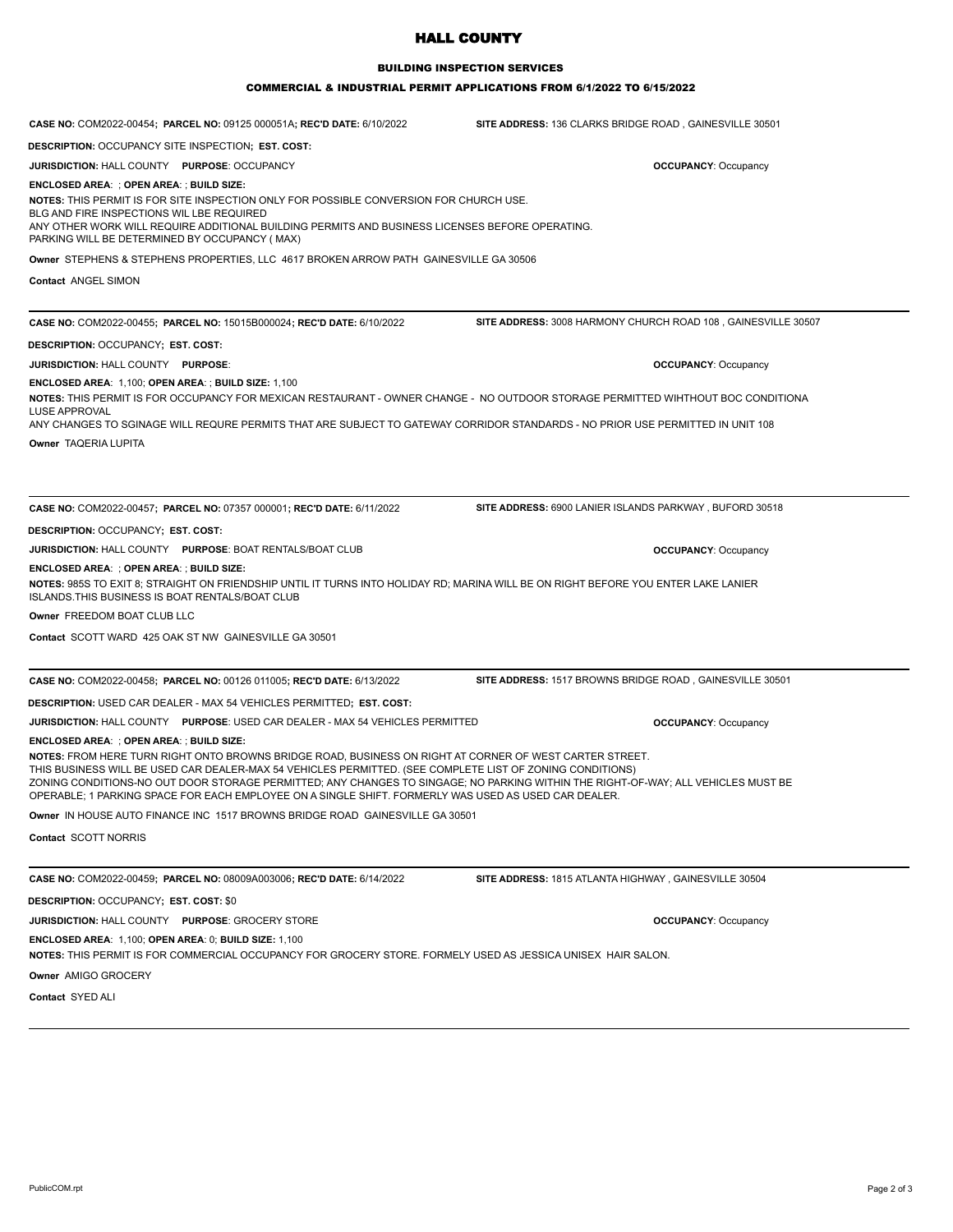# HALL COUNTY

## BUILDING INSPECTION SERVICES

### COMMERCIAL & INDUSTRIAL PERMIT APPLICATIONS FROM 6/1/2022 TO 6/15/2022

**CASE NO:** COM2022-00454; **PARCEL NO:** 09125 000051A; **REC'D DATE:** 6/10/2022 **SITE ADDRESS:** 136 CLARKS BRIDGE ROAD , GAINESVILLE 30501

**DESCRIPTION:** OCCUPANCY SITE INSPECTION; **EST. COST:**

**JURISDICTION:** HALL COUNTY **PURPOSE**: OCCUPANCY **OCCUPANCY**: Occupancy

**ENCLOSED AREA**: ; **OPEN AREA**: ; **BUILD SIZE:**

**NOTES:** THIS PERMIT IS FOR SITE INSPECTION ONLY FOR POSSIBLE CONVERSION FOR CHURCH USE.
BLG AND FIRE INSPECTIONS WIL LBE REQUIRED
ANY OTHER WORK WILL REQUIRE ADDITIONAL BUILDING PERMITS AND BUSINESS LICENSES BEFORE OPERATING.
PARKING WILL BE DETERMINED BY OCCUPANCY ( MAX)

**Owner** STEPHENS & STEPHENS PROPERTIES, LLC 4617 BROKEN ARROW PATH GAINESVILLE GA 30506

**Contact** ANGEL SIMON

---

**CASE NO:** COM2022-00455; **PARCEL NO:** 15015B000024; **REC'D DATE:** 6/10/2022 **SITE ADDRESS:** 3008 HARMONY CHURCH ROAD 108 , GAINESVILLE 30507

**DESCRIPTION:** OCCUPANCY; **EST. COST:**

**JURISDICTION:** HALL COUNTY **PURPOSE**: **OCCUPANCY**: Occupancy

**ENCLOSED AREA**: 1,100; **OPEN AREA**: ; **BUILD SIZE:** 1,100

**NOTES:** THIS PERMIT IS FOR OCCUPANCY FOR MEXICAN RESTAURANT - OWNER CHANGE - NO OUTDOOR STORAGE PERMITTED WIHTHOUT BOC CONDITIONA LUSE APPROVAL
ANY CHANGES TO SGINAGE WILL REQURE PERMITS THAT ARE SUBJECT TO GATEWAY CORRIDOR STANDARDS - NO PRIOR USE PERMITTED IN UNIT 108

**Owner** TAQERIA LUPITA

---

**CASE NO:** COM2022-00457; **PARCEL NO:** 07357 000001; **REC'D DATE:** 6/11/2022 **SITE ADDRESS:** 6900 LANIER ISLANDS PARKWAY , BUFORD 30518

**DESCRIPTION:** OCCUPANCY; **EST. COST:**

**JURISDICTION:** HALL COUNTY **PURPOSE**: BOAT RENTALS/BOAT CLUB **OCCUPANCY**: Occupancy

**ENCLOSED AREA**: ; **OPEN AREA**: ; **BUILD SIZE:**

**NOTES:** 985S TO EXIT 8; STRAIGHT ON FRIENDSHIP UNTIL IT TURNS INTO HOLIDAY RD; MARINA WILL BE ON RIGHT BEFORE YOU ENTER LAKE LANIER ISLANDS.THIS BUSINESS IS BOAT RENTALS/BOAT CLUB

**Owner** FREEDOM BOAT CLUB LLC

**Contact** SCOTT WARD 425 OAK ST NW GAINESVILLE GA 30501

---

**CASE NO:** COM2022-00458; **PARCEL NO:** 00126 011005; **REC'D DATE:** 6/13/2022 **SITE ADDRESS:** 1517 BROWNS BRIDGE ROAD , GAINESVILLE 30501

**DESCRIPTION:** USED CAR DEALER - MAX 54 VEHICLES PERMITTED; **EST. COST:**

**JURISDICTION:** HALL COUNTY **PURPOSE**: USED CAR DEALER - MAX 54 VEHICLES PERMITTED **OCCUPANCY**: Occupancy

**ENCLOSED AREA**: ; **OPEN AREA**: ; **BUILD SIZE:**

**NOTES:** FROM HERE TURN RIGHT ONTO BROWNS BRIDGE ROAD, BUSINESS ON RIGHT AT CORNER OF WEST CARTER STREET.
THIS BUSINESS WILL BE USED CAR DEALER-MAX 54 VEHICLES PERMITTED. (SEE COMPLETE LIST OF ZONING CONDITIONS)
ZONING CONDITIONS-NO OUT DOOR STORAGE PERMITTED; ANY CHANGES TO SINGAGE; NO PARKING WITHIN THE RIGHT-OF-WAY; ALL VEHICLES MUST BE OPERABLE; 1 PARKING SPACE FOR EACH EMPLOYEE ON A SINGLE SHIFT. FORMERLY WAS USED AS USED CAR DEALER.

**Owner** IN HOUSE AUTO FINANCE INC 1517 BROWNS BRIDGE ROAD GAINESVILLE GA 30501

**Contact** SCOTT NORRIS

---

**CASE NO:** COM2022-00459; **PARCEL NO:** 08009A003006; **REC'D DATE:** 6/14/2022 **SITE ADDRESS:** 1815 ATLANTA HIGHWAY , GAINESVILLE 30504

**DESCRIPTION:** OCCUPANCY; **EST. COST:** $0

**JURISDICTION:** HALL COUNTY **PURPOSE**: GROCERY STORE **OCCUPANCY**: Occupancy

**ENCLOSED AREA**: 1,100; **OPEN AREA**: 0; **BUILD SIZE:** 1,100

**NOTES:** THIS PERMIT IS FOR COMMERCIAL OCCUPANCY FOR GROCERY STORE. FORMELY USED AS JESSICA UNISEX HAIR SALON.

**Owner** AMIGO GROCERY

**Contact** SYED ALI

---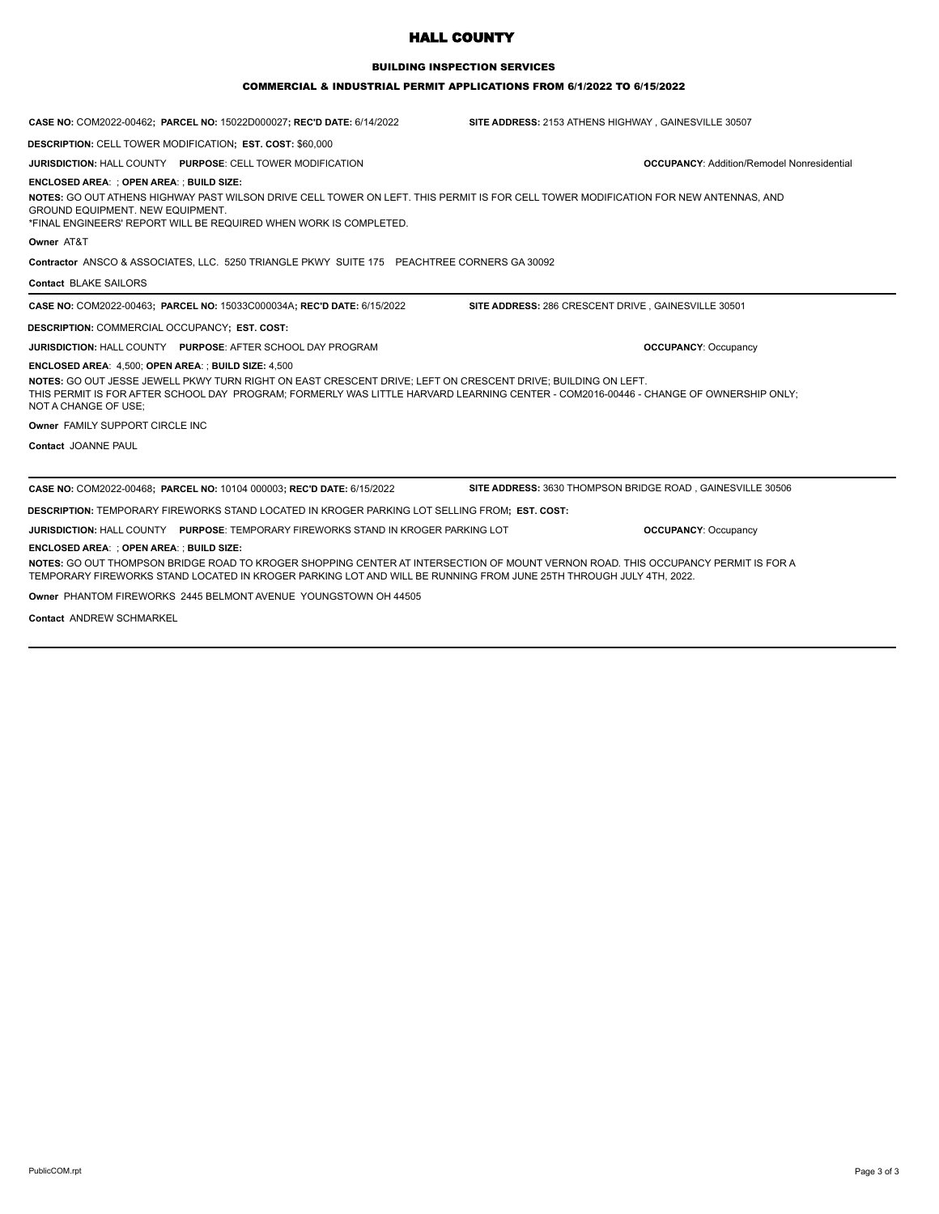# HALL COUNTY

## BUILDING INSPECTION SERVICES

### COMMERCIAL & INDUSTRIAL PERMIT APPLICATIONS FROM 6/1/2022 TO 6/15/2022

**CASE NO:** COM2022-00462**; PARCEL NO:** 15022D000027**; REC'D DATE:** 6/14/2022 **SITE ADDRESS:** 2153 ATHENS HIGHWAY , GAINESVILLE 30507

**DESCRIPTION:** CELL TOWER MODIFICATION**; EST. COST:** $60,000

**JURISDICTION:** HALL COUNTY **PURPOSE**: CELL TOWER MODIFICATION **OCCUPANCY**: Addition/Remodel Nonresidential

**ENCLOSED AREA**: ; **OPEN AREA**: ; **BUILD SIZE:**

**NOTES:** GO OUT ATHENS HIGHWAY PAST WILSON DRIVE CELL TOWER ON LEFT. THIS PERMIT IS FOR CELL TOWER MODIFICATION FOR NEW ANTENNAS, AND GROUND EQUIPMENT. NEW EQUIPMENT.
*FINAL ENGINEERS' REPORT WILL BE REQUIRED WHEN WORK IS COMPLETED.

**Owner** AT&T

**Contractor** ANSCO & ASSOCIATES, LLC. 5250 TRIANGLE PKWY SUITE 175 PEACHTREE CORNERS GA 30092

**Contact** BLAKE SAILORS

---

**CASE NO:** COM2022-00463**; PARCEL NO:** 15033C000034A**; REC'D DATE:** 6/15/2022 **SITE ADDRESS:** 286 CRESCENT DRIVE , GAINESVILLE 30501

**DESCRIPTION:** COMMERCIAL OCCUPANCY**; EST. COST:**

**JURISDICTION:** HALL COUNTY **PURPOSE**: AFTER SCHOOL DAY PROGRAM **OCCUPANCY**: Occupancy

**ENCLOSED AREA**: 4,500; **OPEN AREA**: ; **BUILD SIZE:** 4,500

**NOTES:** GO OUT JESSE JEWELL PKWY TURN RIGHT ON EAST CRESCENT DRIVE; LEFT ON CRESCENT DRIVE; BUILDING ON LEFT.
THIS PERMIT IS FOR AFTER SCHOOL DAY PROGRAM; FORMERLY WAS LITTLE HARVARD LEARNING CENTER - COM2016-00446 - CHANGE OF OWNERSHIP ONLY; NOT A CHANGE OF USE;

**Owner** FAMILY SUPPORT CIRCLE INC

**Contact** JOANNE PAUL

---

**CASE NO:** COM2022-00468**; PARCEL NO:** 10104 000003**; REC'D DATE:** 6/15/2022 **SITE ADDRESS:** 3630 THOMPSON BRIDGE ROAD , GAINESVILLE 30506

**DESCRIPTION:** TEMPORARY FIREWORKS STAND LOCATED IN KROGER PARKING LOT SELLING FROM**; EST. COST:**

**JURISDICTION:** HALL COUNTY **PURPOSE**: TEMPORARY FIREWORKS STAND IN KROGER PARKING LOT **OCCUPANCY**: Occupancy

**ENCLOSED AREA**: ; **OPEN AREA**: ; **BUILD SIZE:**

**NOTES:** GO OUT THOMPSON BRIDGE ROAD TO KROGER SHOPPING CENTER AT INTERSECTION OF MOUNT VERNON ROAD. THIS OCCUPANCY PERMIT IS FOR A TEMPORARY FIREWORKS STAND LOCATED IN KROGER PARKING LOT AND WILL BE RUNNING FROM JUNE 25TH THROUGH JULY 4TH, 2022.

**Owner** PHANTOM FIREWORKS 2445 BELMONT AVENUE YOUNGSTOWN OH 44505

**Contact** ANDREW SCHMARKEL

---